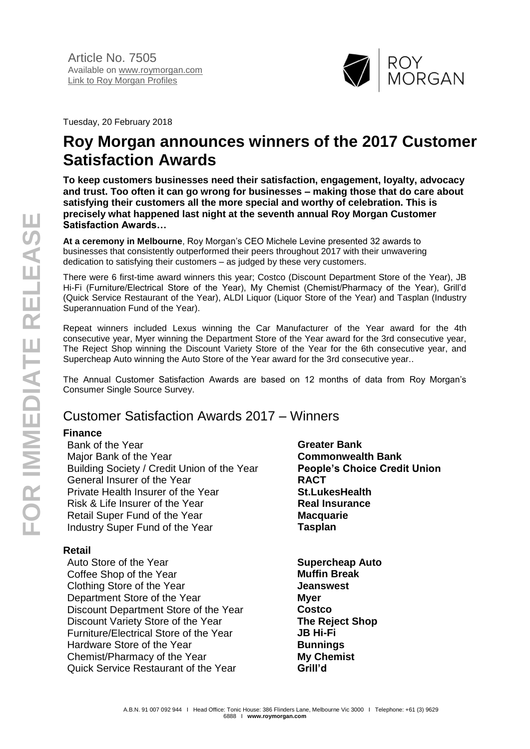Article No. 7505
Available on www.roymorgan.com
Link to Roy Morgan Profiles

Tuesday, 20 February 2018

# Roy Morgan announces winners of the 2017 Customer Satisfaction Awards

**To keep customers businesses need their satisfaction, engagement, loyalty, advocacy and trust. Too often it can go wrong for businesses – making those that do care about satisfying their customers all the more special and worthy of celebration. This is precisely what happened last night at the seventh annual Roy Morgan Customer Satisfaction Awards…**

**At a ceremony in Melbourne**, Roy Morgan's CEO Michele Levine presented 32 awards to businesses that consistently outperformed their peers throughout 2017 with their unwavering dedication to satisfying their customers – as judged by these very customers.

There were 6 first-time award winners this year; Costco (Discount Department Store of the Year), JB Hi-Fi (Furniture/Electrical Store of the Year), My Chemist (Chemist/Pharmacy of the Year), Grill'd (Quick Service Restaurant of the Year), ALDI Liquor (Liquor Store of the Year) and Tasplan (Industry Superannuation Fund of the Year).

Repeat winners included Lexus winning the Car Manufacturer of the Year award for the 4th consecutive year, Myer winning the Department Store of the Year award for the 3rd consecutive year, The Reject Shop winning the Discount Variety Store of the Year for the 6th consecutive year, and Supercheap Auto winning the Auto Store of the Year award for the 3rd consecutive year..

The Annual Customer Satisfaction Awards are based on 12 months of data from Roy Morgan's Consumer Single Source Survey.

## Customer Satisfaction Awards 2017 – Winners

### Finance

| Award | Winner |
|---|---|
| Bank of the Year | **Greater Bank** |
| Major Bank of the Year | **Commonwealth Bank** |
| Building Society / Credit Union of the Year | **People's Choice Credit Union** |
| General Insurer of the Year | **RACT** |
| Private Health Insurer of the Year | **St.LukesHealth** |
| Risk & Life Insurer of the Year | **Real Insurance** |
| Retail Super Fund of the Year | **Macquarie** |
| Industry Super Fund of the Year | **Tasplan** |

### Retail

| Award | Winner |
|---|---|
| Auto Store of the Year | **Supercheap Auto** |
| Coffee Shop of the Year | **Muffin Break** |
| Clothing Store of the Year | **Jeanswest** |
| Department Store of the Year | **Myer** |
| Discount Department Store of the Year | **Costco** |
| Discount Variety Store of the Year | **The Reject Shop** |
| Furniture/Electrical Store of the Year | **JB Hi-Fi** |
| Hardware Store of the Year | **Bunnings** |
| Chemist/Pharmacy of the Year | **My Chemist** |
| Quick Service Restaurant of the Year | **Grill'd** |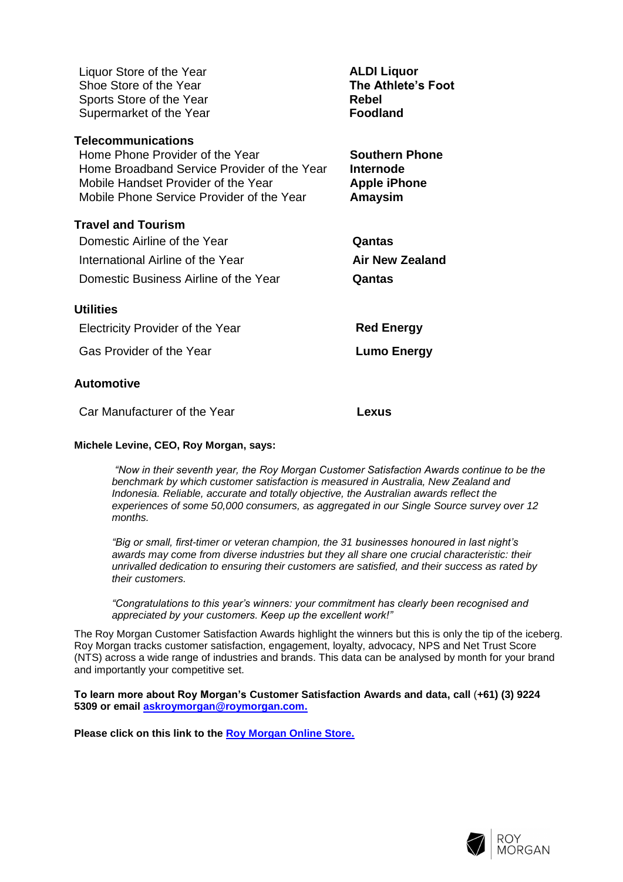| Category | Winner |
| --- | --- |
| Liquor Store of the Year | **ALDI Liquor** |
| Shoe Store of the Year | **The Athlete's Foot** |
| Sports Store of the Year | **Rebel** |
| Supermarket of the Year | **Foodland** |

**Telecommunications**

| Category | Winner |
| --- | --- |
| Home Phone Provider of the Year | **Southern Phone** |
| Home Broadband Service Provider of the Year | **Internode** |
| Mobile Handset Provider of the Year | **Apple iPhone** |
| Mobile Phone Service Provider of the Year | **Amaysim** |

**Travel and Tourism**

| Category | Winner |
| --- | --- |
| Domestic Airline of the Year | **Qantas** |
| International Airline of the Year | **Air New Zealand** |
| Domestic Business Airline of the Year | **Qantas** |

**Utilities**

| Category | Winner |
| --- | --- |
| Electricity Provider of the Year | **Red Energy** |
| Gas Provider of the Year | **Lumo Energy** |

**Automotive**

| Category | Winner |
| --- | --- |
| Car Manufacturer of the Year | **Lexus** |

**Michele Levine, CEO, Roy Morgan, says:**

> *"Now in their seventh year, the Roy Morgan Customer Satisfaction Awards continue to be the benchmark by which customer satisfaction is measured in Australia, New Zealand and Indonesia. Reliable, accurate and totally objective, the Australian awards reflect the experiences of some 50,000 consumers, as aggregated in our Single Source survey over 12 months.*
>
> *"Big or small, first-timer or veteran champion, the 31 businesses honoured in last night's awards may come from diverse industries but they all share one crucial characteristic: their unrivalled dedication to ensuring their customers are satisfied, and their success as rated by their customers.*
>
> *"Congratulations to this year's winners: your commitment has clearly been recognised and appreciated by your customers. Keep up the excellent work!"*

The Roy Morgan Customer Satisfaction Awards highlight the winners but this is only the tip of the iceberg. Roy Morgan tracks customer satisfaction, engagement, loyalty, advocacy, NPS and Net Trust Score (NTS) across a wide range of industries and brands. This data can be analysed by month for your brand and importantly your competitive set.

**To learn more about Roy Morgan's Customer Satisfaction Awards and data, call** (**+61) (3) 9224 5309 or email askroymorgan@roymorgan.com.**

**Please click on this link to the Roy Morgan Online Store.**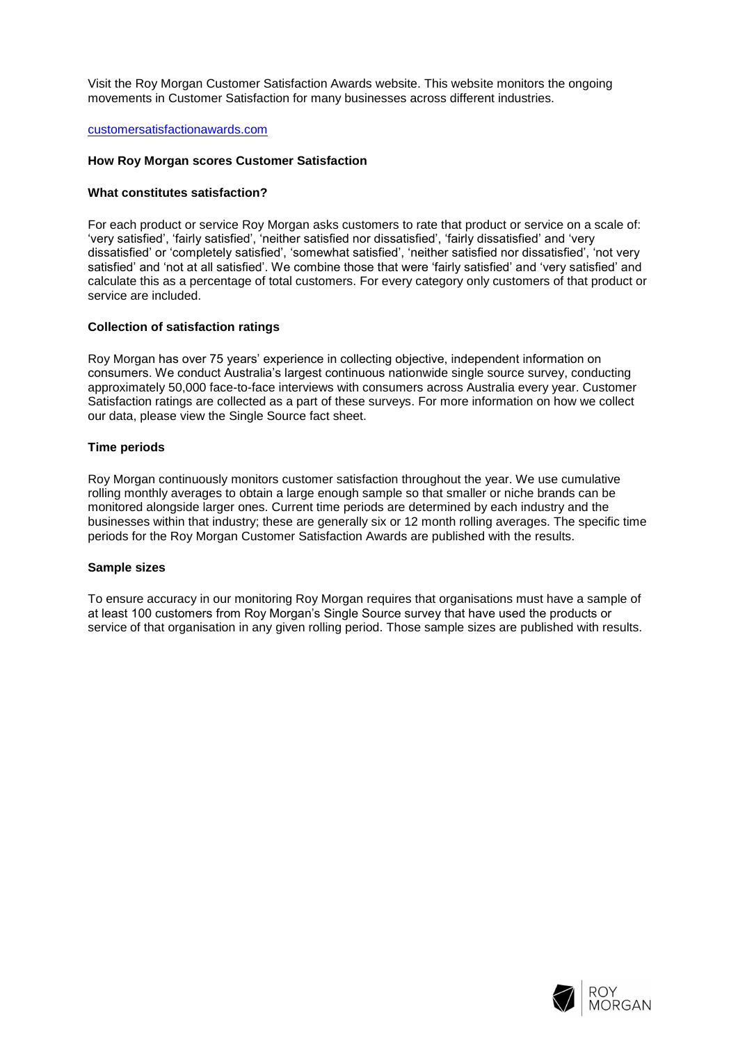Visit the Roy Morgan Customer Satisfaction Awards website. This website monitors the ongoing movements in Customer Satisfaction for many businesses across different industries.

[customersatisfactionawards.com](customersatisfactionawards.com)

**How Roy Morgan scores Customer Satisfaction**

**What constitutes satisfaction?**

For each product or service Roy Morgan asks customers to rate that product or service on a scale of: 'very satisfied', 'fairly satisfied', 'neither satisfied nor dissatisfied', 'fairly dissatisfied' and 'very dissatisfied' or 'completely satisfied', 'somewhat satisfied', 'neither satisfied nor dissatisfied', 'not very satisfied' and 'not at all satisfied'. We combine those that were 'fairly satisfied' and 'very satisfied' and calculate this as a percentage of total customers. For every category only customers of that product or service are included.

**Collection of satisfaction ratings**

Roy Morgan has over 75 years' experience in collecting objective, independent information on consumers. We conduct Australia's largest continuous nationwide single source survey, conducting approximately 50,000 face-to-face interviews with consumers across Australia every year. Customer Satisfaction ratings are collected as a part of these surveys. For more information on how we collect our data, please view the Single Source fact sheet.

**Time periods**

Roy Morgan continuously monitors customer satisfaction throughout the year. We use cumulative rolling monthly averages to obtain a large enough sample so that smaller or niche brands can be monitored alongside larger ones. Current time periods are determined by each industry and the businesses within that industry; these are generally six or 12 month rolling averages. The specific time periods for the Roy Morgan Customer Satisfaction Awards are published with the results.

**Sample sizes**

To ensure accuracy in our monitoring Roy Morgan requires that organisations must have a sample of at least 100 customers from Roy Morgan's Single Source survey that have used the products or service of that organisation in any given rolling period. Those sample sizes are published with results.